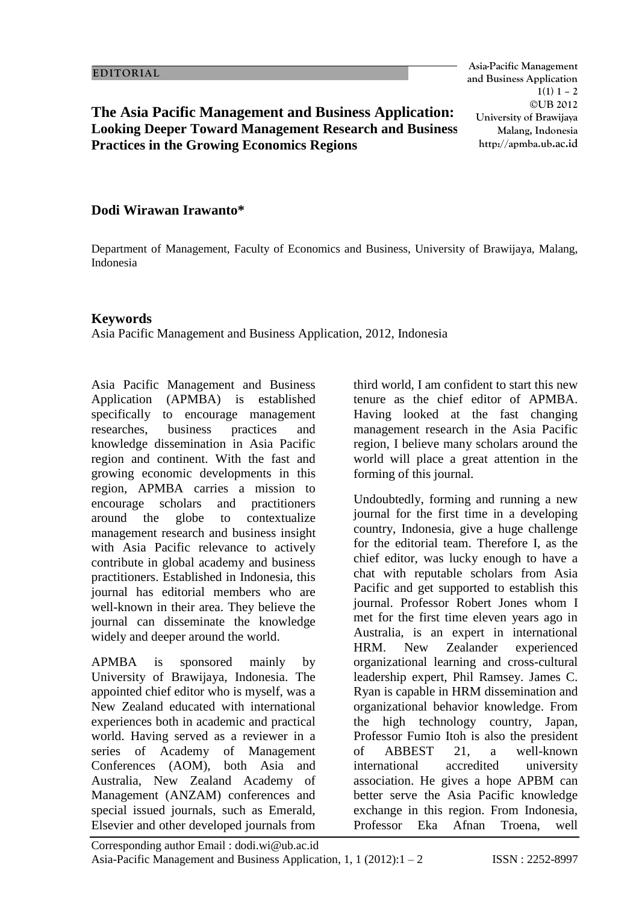EDITORIAL

# The Asia Pacific Management and Business Application: Looking Deeper Toward Management Research and Business Practices in the Growing Economics Regions

**Dodi Wirawan Irawanto***

Department of Management, Faculty of Economics and Business, University of Brawijaya, Malang, Indonesia

## Keywords

Asia Pacific Management and Business Application, 2012, Indonesia

Asia Pacific Management and Business Application (APMBA) is established specifically to encourage management researches, business practices and knowledge dissemination in Asia Pacific region and continent. With the fast and growing economic developments in this region, APMBA carries a mission to encourage scholars and practitioners around the globe to contextualize management research and business insight with Asia Pacific relevance to actively contribute in global academy and business practitioners. Established in Indonesia, this journal has editorial members who are well-known in their area. They believe the journal can disseminate the knowledge widely and deeper around the world.

APMBA is sponsored mainly by University of Brawijaya, Indonesia. The appointed chief editor who is myself, was a New Zealand educated with international experiences both in academic and practical world. Having served as a reviewer in a series of Academy of Management Conferences (AOM), both Asia and Australia, New Zealand Academy of Management (ANZAM) conferences and special issued journals, such as Emerald, Elsevier and other developed journals from third world, I am confident to start this new tenure as the chief editor of APMBA. Having looked at the fast changing management research in the Asia Pacific region, I believe many scholars around the world will place a great attention in the forming of this journal.

Undoubtedly, forming and running a new journal for the first time in a developing country, Indonesia, give a huge challenge for the editorial team. Therefore I, as the chief editor, was lucky enough to have a chat with reputable scholars from Asia Pacific and get supported to establish this journal. Professor Robert Jones whom I met for the first time eleven years ago in Australia, is an expert in international HRM. New Zealander experienced organizational learning and cross-cultural leadership expert, Phil Ramsey. James C. Ryan is capable in HRM dissemination and organizational behavior knowledge. From the high technology country, Japan, Professor Fumio Itoh is also the president of ABBEST 21, a well-known international accredited university association. He gives a hope APBM can better serve the Asia Pacific knowledge exchange in this region. From Indonesia, Professor Eka Afnan Troena, well

Corresponding author Email : dodi.wi@ub.ac.id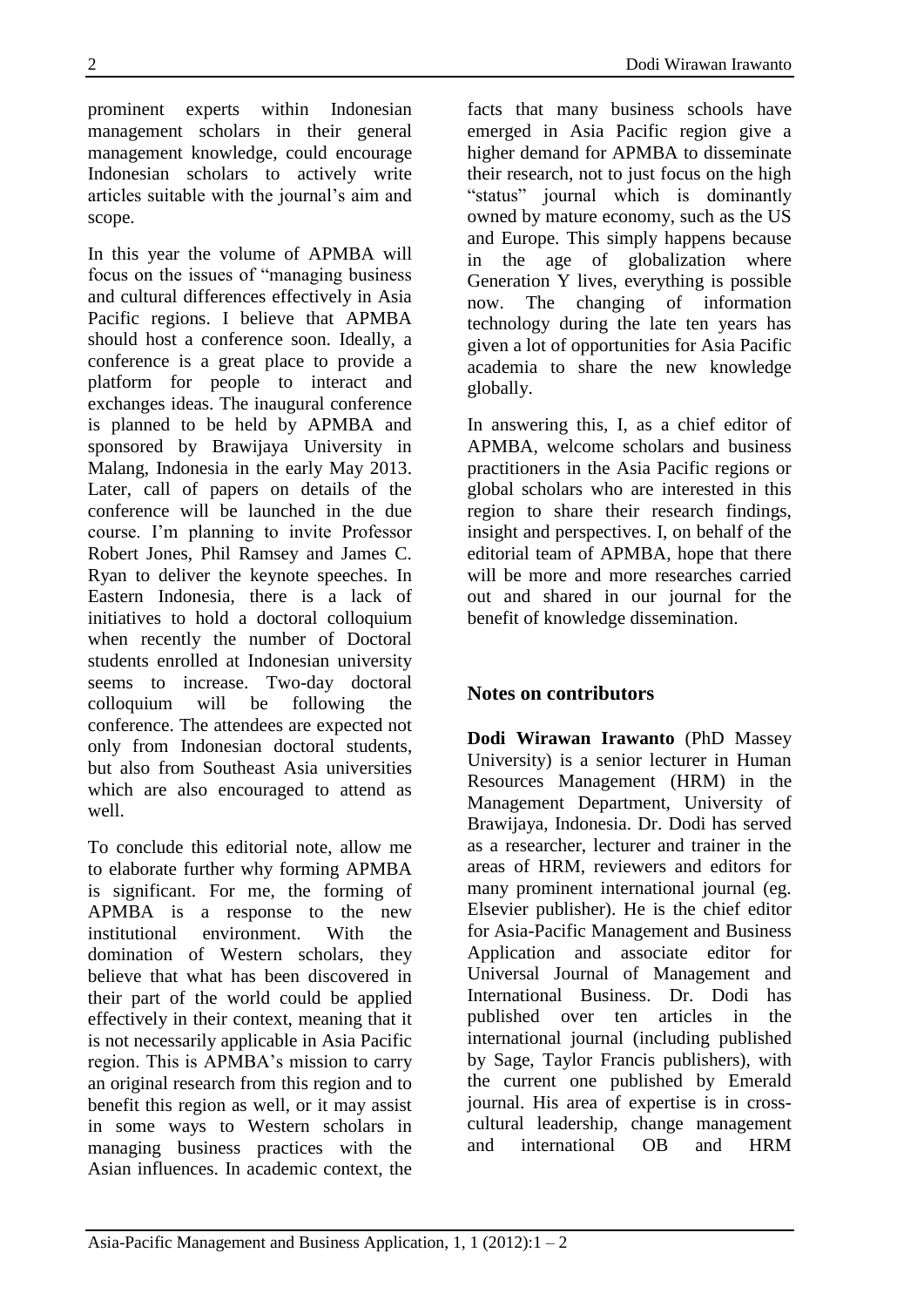prominent experts within Indonesian management scholars in their general management knowledge, could encourage Indonesian scholars to actively write articles suitable with the journal's aim and scope.

In this year the volume of APMBA will focus on the issues of "managing business and cultural differences effectively in Asia Pacific regions. I believe that APMBA should host a conference soon. Ideally, a conference is a great place to provide a platform for people to interact and exchanges ideas. The inaugural conference is planned to be held by APMBA and sponsored by Brawijaya University in Malang, Indonesia in the early May 2013. Later, call of papers on details of the conference will be launched in the due course. I'm planning to invite Professor Robert Jones, Phil Ramsey and James C. Ryan to deliver the keynote speeches. In Eastern Indonesia, there is a lack of initiatives to hold a doctoral colloquium when recently the number of Doctoral students enrolled at Indonesian university seems to increase. Two-day doctoral colloquium will be following the conference. The attendees are expected not only from Indonesian doctoral students, but also from Southeast Asia universities which are also encouraged to attend as well.

To conclude this editorial note, allow me to elaborate further why forming APMBA is significant. For me, the forming of APMBA is a response to the new institutional environment. With the domination of Western scholars, they believe that what has been discovered in their part of the world could be applied effectively in their context, meaning that it is not necessarily applicable in Asia Pacific region. This is APMBA's mission to carry an original research from this region and to benefit this region as well, or it may assist in some ways to Western scholars in managing business practices with the Asian influences. In academic context, the facts that many business schools have emerged in Asia Pacific region give a higher demand for APMBA to disseminate their research, not to just focus on the high "status" journal which is dominantly owned by mature economy, such as the US and Europe. This simply happens because in the age of globalization where Generation Y lives, everything is possible now. The changing of information technology during the late ten years has given a lot of opportunities for Asia Pacific academia to share the new knowledge globally.

In answering this, I, as a chief editor of APMBA, welcome scholars and business practitioners in the Asia Pacific regions or global scholars who are interested in this region to share their research findings, insight and perspectives. I, on behalf of the editorial team of APMBA, hope that there will be more and more researches carried out and shared in our journal for the benefit of knowledge dissemination.

## Notes on contributors

**Dodi Wirawan Irawanto** (PhD Massey University) is a senior lecturer in Human Resources Management (HRM) in the Management Department, University of Brawijaya, Indonesia. Dr. Dodi has served as a researcher, lecturer and trainer in the areas of HRM, reviewers and editors for many prominent international journal (eg. Elsevier publisher). He is the chief editor for Asia-Pacific Management and Business Application and associate editor for Universal Journal of Management and International Business. Dr. Dodi has published over ten articles in the international journal (including published by Sage, Taylor Francis publishers), with the current one published by Emerald journal. His area of expertise is in cross-cultural leadership, change management and international OB and HRM